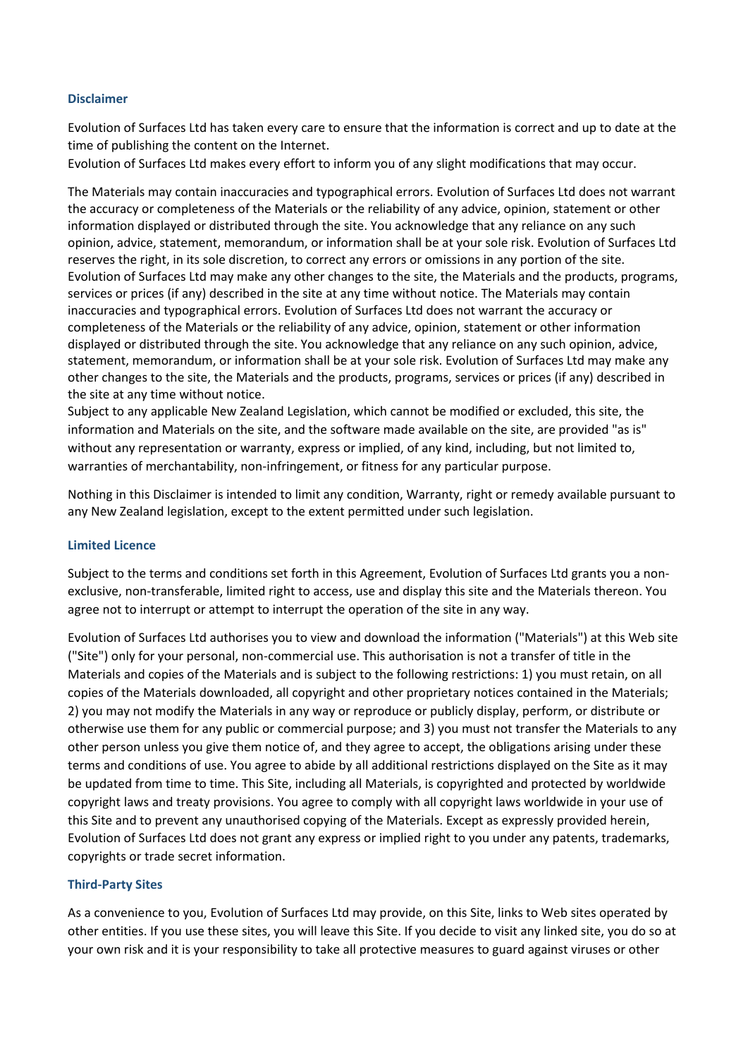## Disclaimer

Evolution of Surfaces Ltd has taken every care to ensure that the information is correct and up to date at the time of publishing the content on the Internet.
Evolution of Surfaces Ltd makes every effort to inform you of any slight modifications that may occur.

The Materials may contain inaccuracies and typographical errors. Evolution of Surfaces Ltd does not warrant the accuracy or completeness of the Materials or the reliability of any advice, opinion, statement or other information displayed or distributed through the site. You acknowledge that any reliance on any such opinion, advice, statement, memorandum, or information shall be at your sole risk. Evolution of Surfaces Ltd reserves the right, in its sole discretion, to correct any errors or omissions in any portion of the site. Evolution of Surfaces Ltd may make any other changes to the site, the Materials and the products, programs, services or prices (if any) described in the site at any time without notice. The Materials may contain inaccuracies and typographical errors. Evolution of Surfaces Ltd does not warrant the accuracy or completeness of the Materials or the reliability of any advice, opinion, statement or other information displayed or distributed through the site. You acknowledge that any reliance on any such opinion, advice, statement, memorandum, or information shall be at your sole risk. Evolution of Surfaces Ltd may make any other changes to the site, the Materials and the products, programs, services or prices (if any) described in the site at any time without notice.
Subject to any applicable New Zealand Legislation, which cannot be modified or excluded, this site, the information and Materials on the site, and the software made available on the site, are provided "as is" without any representation or warranty, express or implied, of any kind, including, but not limited to, warranties of merchantability, non-infringement, or fitness for any particular purpose.

Nothing in this Disclaimer is intended to limit any condition, Warranty, right or remedy available pursuant to any New Zealand legislation, except to the extent permitted under such legislation.

## Limited Licence

Subject to the terms and conditions set forth in this Agreement, Evolution of Surfaces Ltd grants you a non-exclusive, non-transferable, limited right to access, use and display this site and the Materials thereon. You agree not to interrupt or attempt to interrupt the operation of the site in any way.

Evolution of Surfaces Ltd authorises you to view and download the information ("Materials") at this Web site ("Site") only for your personal, non-commercial use. This authorisation is not a transfer of title in the Materials and copies of the Materials and is subject to the following restrictions: 1) you must retain, on all copies of the Materials downloaded, all copyright and other proprietary notices contained in the Materials; 2) you may not modify the Materials in any way or reproduce or publicly display, perform, or distribute or otherwise use them for any public or commercial purpose; and 3) you must not transfer the Materials to any other person unless you give them notice of, and they agree to accept, the obligations arising under these terms and conditions of use. You agree to abide by all additional restrictions displayed on the Site as it may be updated from time to time. This Site, including all Materials, is copyrighted and protected by worldwide copyright laws and treaty provisions. You agree to comply with all copyright laws worldwide in your use of this Site and to prevent any unauthorised copying of the Materials. Except as expressly provided herein, Evolution of Surfaces Ltd does not grant any express or implied right to you under any patents, trademarks, copyrights or trade secret information.

## Third-Party Sites

As a convenience to you, Evolution of Surfaces Ltd may provide, on this Site, links to Web sites operated by other entities. If you use these sites, you will leave this Site. If you decide to visit any linked site, you do so at your own risk and it is your responsibility to take all protective measures to guard against viruses or other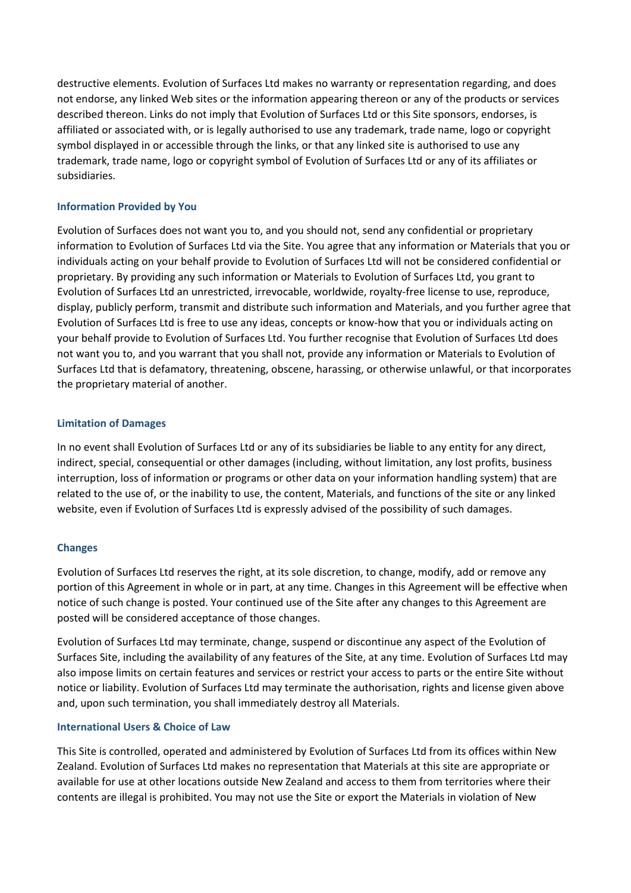destructive elements. Evolution of Surfaces Ltd makes no warranty or representation regarding, and does not endorse, any linked Web sites or the information appearing thereon or any of the products or services described thereon. Links do not imply that Evolution of Surfaces Ltd or this Site sponsors, endorses, is affiliated or associated with, or is legally authorised to use any trademark, trade name, logo or copyright symbol displayed in or accessible through the links, or that any linked site is authorised to use any trademark, trade name, logo or copyright symbol of Evolution of Surfaces Ltd or any of its affiliates or subsidiaries.

### Information Provided by You

Evolution of Surfaces does not want you to, and you should not, send any confidential or proprietary information to Evolution of Surfaces Ltd via the Site. You agree that any information or Materials that you or individuals acting on your behalf provide to Evolution of Surfaces Ltd will not be considered confidential or proprietary. By providing any such information or Materials to Evolution of Surfaces Ltd, you grant to Evolution of Surfaces Ltd an unrestricted, irrevocable, worldwide, royalty-free license to use, reproduce, display, publicly perform, transmit and distribute such information and Materials, and you further agree that Evolution of Surfaces Ltd is free to use any ideas, concepts or know-how that you or individuals acting on your behalf provide to Evolution of Surfaces Ltd. You further recognise that Evolution of Surfaces Ltd does not want you to, and you warrant that you shall not, provide any information or Materials to Evolution of Surfaces Ltd that is defamatory, threatening, obscene, harassing, or otherwise unlawful, or that incorporates the proprietary material of another.

### Limitation of Damages

In no event shall Evolution of Surfaces Ltd or any of its subsidiaries be liable to any entity for any direct, indirect, special, consequential or other damages (including, without limitation, any lost profits, business interruption, loss of information or programs or other data on your information handling system) that are related to the use of, or the inability to use, the content, Materials, and functions of the site or any linked website, even if Evolution of Surfaces Ltd is expressly advised of the possibility of such damages.

### Changes

Evolution of Surfaces Ltd reserves the right, at its sole discretion, to change, modify, add or remove any portion of this Agreement in whole or in part, at any time. Changes in this Agreement will be effective when notice of such change is posted. Your continued use of the Site after any changes to this Agreement are posted will be considered acceptance of those changes.

Evolution of Surfaces Ltd may terminate, change, suspend or discontinue any aspect of the Evolution of Surfaces Site, including the availability of any features of the Site, at any time. Evolution of Surfaces Ltd may also impose limits on certain features and services or restrict your access to parts or the entire Site without notice or liability. Evolution of Surfaces Ltd may terminate the authorisation, rights and license given above and, upon such termination, you shall immediately destroy all Materials.

### International Users & Choice of Law

This Site is controlled, operated and administered by Evolution of Surfaces Ltd from its offices within New Zealand. Evolution of Surfaces Ltd makes no representation that Materials at this site are appropriate or available for use at other locations outside New Zealand and access to them from territories where their contents are illegal is prohibited. You may not use the Site or export the Materials in violation of New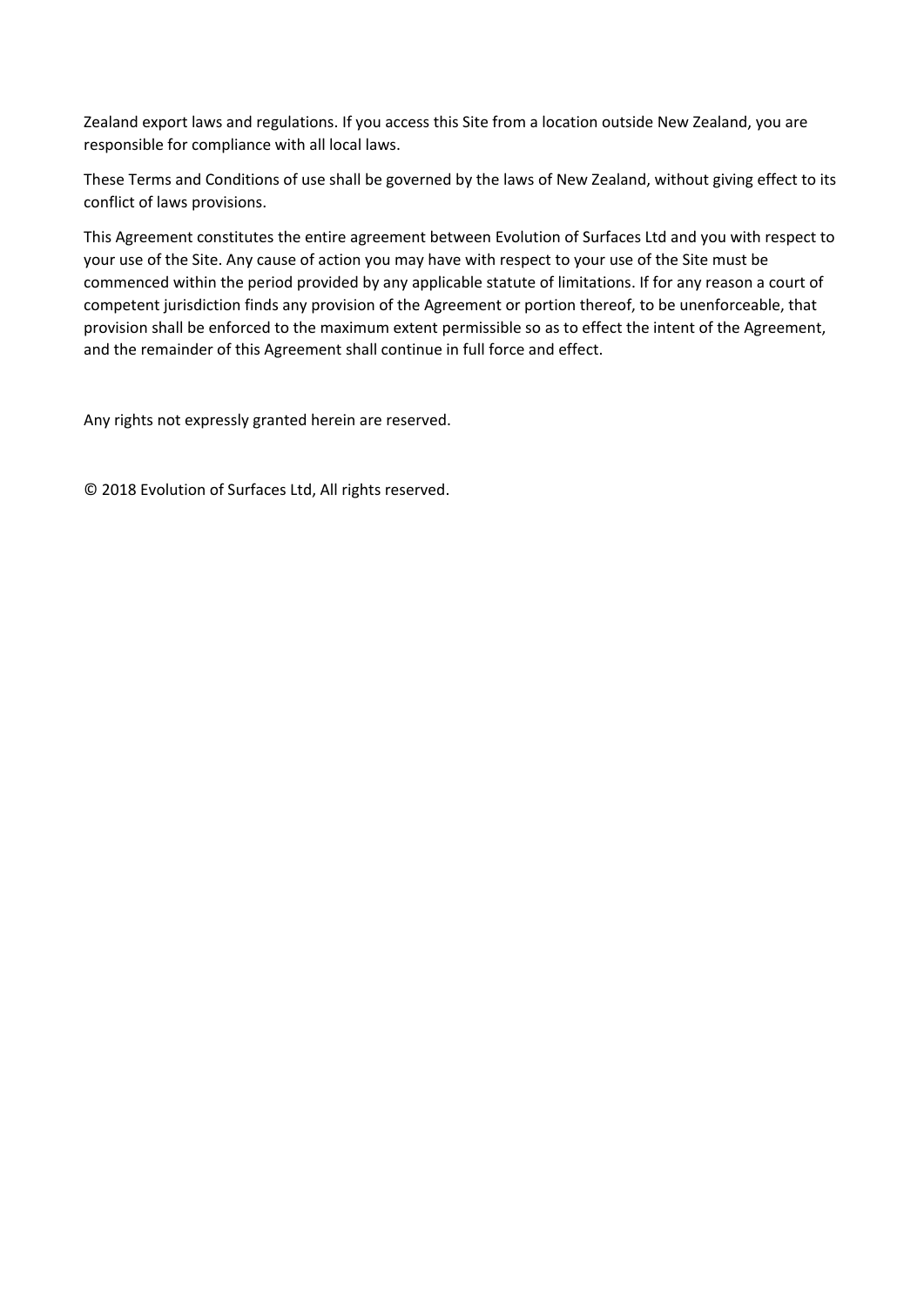Zealand export laws and regulations. If you access this Site from a location outside New Zealand, you are responsible for compliance with all local laws.

These Terms and Conditions of use shall be governed by the laws of New Zealand, without giving effect to its conflict of laws provisions.

This Agreement constitutes the entire agreement between Evolution of Surfaces Ltd and you with respect to your use of the Site. Any cause of action you may have with respect to your use of the Site must be commenced within the period provided by any applicable statute of limitations. If for any reason a court of competent jurisdiction finds any provision of the Agreement or portion thereof, to be unenforceable, that provision shall be enforced to the maximum extent permissible so as to effect the intent of the Agreement, and the remainder of this Agreement shall continue in full force and effect.

Any rights not expressly granted herein are reserved.

© 2018 Evolution of Surfaces Ltd, All rights reserved.